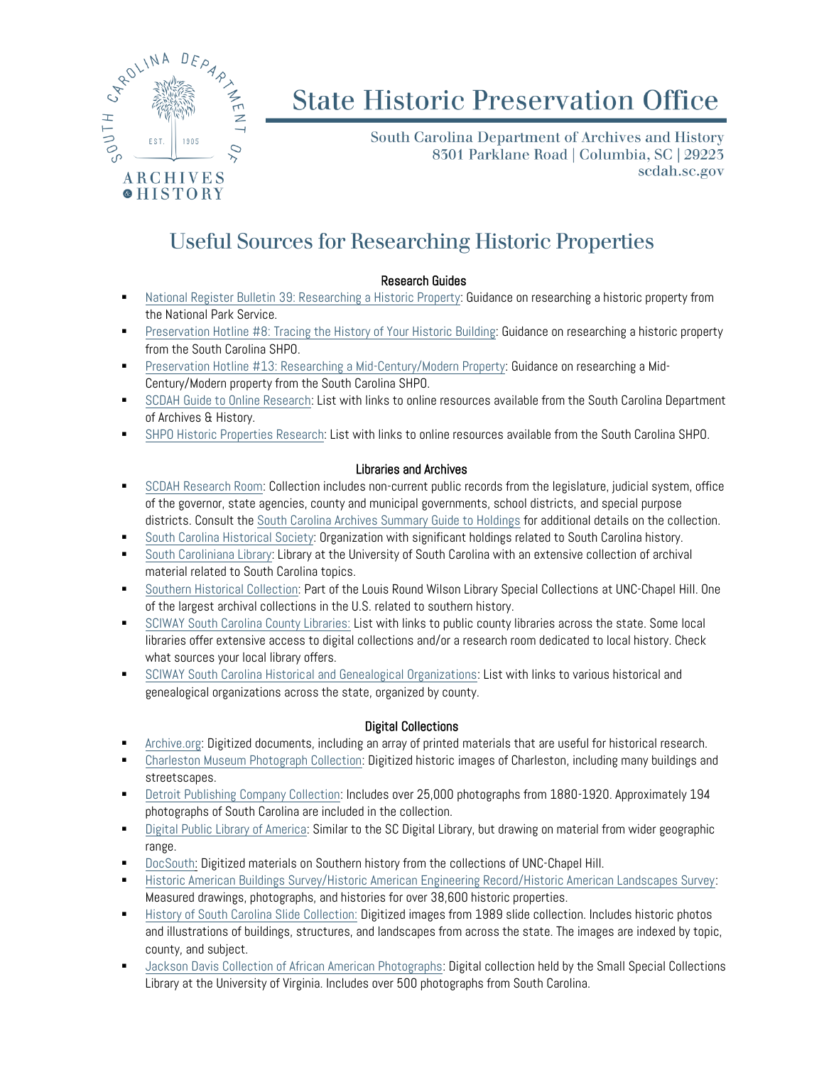# State Historic Preservation Office

South Carolina Department of Archives and History
8301 Parklane Road | Columbia, SC | 29223
scdah.sc.gov

## Useful Sources for Researching Historic Properties

### Research Guides

- National Register Bulletin 39: Researching a Historic Property: Guidance on researching a historic property from the National Park Service.
- Preservation Hotline #8: Tracing the History of Your Historic Building: Guidance on researching a historic property from the South Carolina SHPO.
- Preservation Hotline #13: Researching a Mid-Century/Modern Property: Guidance on researching a Mid-Century/Modern property from the South Carolina SHPO.
- SCDAH Guide to Online Research: List with links to online resources available from the South Carolina Department of Archives & History.
- SHPO Historic Properties Research: List with links to online resources available from the South Carolina SHPO.

### Libraries and Archives

- SCDAH Research Room: Collection includes non-current public records from the legislature, judicial system, office of the governor, state agencies, county and municipal governments, school districts, and special purpose districts. Consult the South Carolina Archives Summary Guide to Holdings for additional details on the collection.
- South Carolina Historical Society: Organization with significant holdings related to South Carolina history.
- South Caroliniana Library: Library at the University of South Carolina with an extensive collection of archival material related to South Carolina topics.
- Southern Historical Collection: Part of the Louis Round Wilson Library Special Collections at UNC-Chapel Hill. One of the largest archival collections in the U.S. related to southern history.
- SCIWAY South Carolina County Libraries: List with links to public county libraries across the state. Some local libraries offer extensive access to digital collections and/or a research room dedicated to local history. Check what sources your local library offers.
- SCIWAY South Carolina Historical and Genealogical Organizations: List with links to various historical and genealogical organizations across the state, organized by county.

### Digital Collections

- Archive.org: Digitized documents, including an array of printed materials that are useful for historical research.
- Charleston Museum Photograph Collection: Digitized historic images of Charleston, including many buildings and streetscapes.
- Detroit Publishing Company Collection: Includes over 25,000 photographs from 1880-1920. Approximately 194 photographs of South Carolina are included in the collection.
- Digital Public Library of America: Similar to the SC Digital Library, but drawing on material from wider geographic range.
- DocSouth: Digitized materials on Southern history from the collections of UNC-Chapel Hill.
- Historic American Buildings Survey/Historic American Engineering Record/Historic American Landscapes Survey: Measured drawings, photographs, and histories for over 38,600 historic properties.
- History of South Carolina Slide Collection: Digitized images from 1989 slide collection. Includes historic photos and illustrations of buildings, structures, and landscapes from across the state. The images are indexed by topic, county, and subject.
- Jackson Davis Collection of African American Photographs: Digital collection held by the Small Special Collections Library at the University of Virginia. Includes over 500 photographs from South Carolina.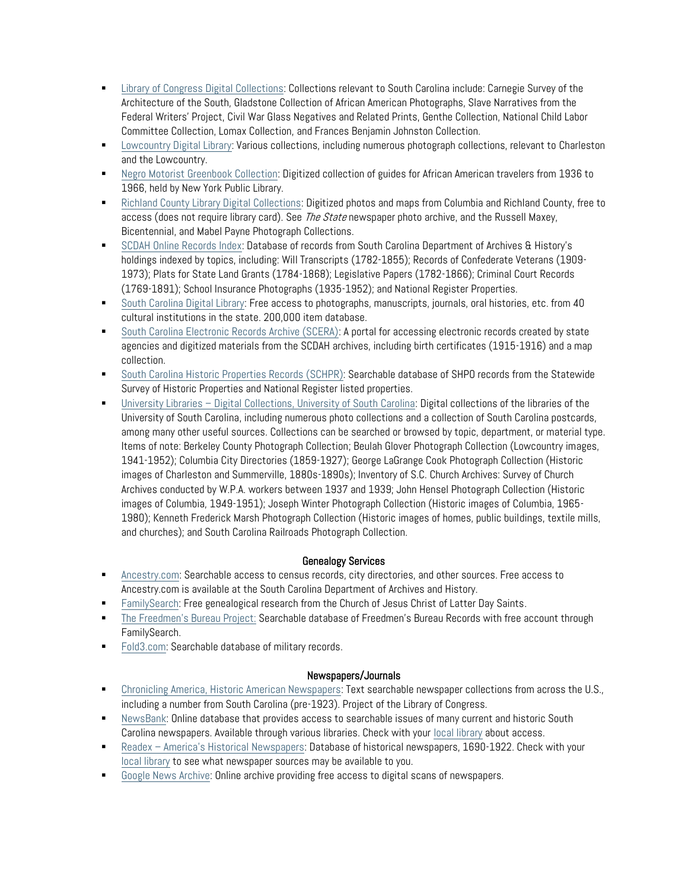- Library of Congress Digital Collections: Collections relevant to South Carolina include: Carnegie Survey of the Architecture of the South, Gladstone Collection of African American Photographs, Slave Narratives from the Federal Writers' Project, Civil War Glass Negatives and Related Prints, Genthe Collection, National Child Labor Committee Collection, Lomax Collection, and Frances Benjamin Johnston Collection.
- Lowcountry Digital Library: Various collections, including numerous photograph collections, relevant to Charleston and the Lowcountry.
- Negro Motorist Greenbook Collection: Digitized collection of guides for African American travelers from 1936 to 1966, held by New York Public Library.
- Richland County Library Digital Collections: Digitized photos and maps from Columbia and Richland County, free to access (does not require library card). See *The State* newspaper photo archive, and the Russell Maxey, Bicentennial, and Mabel Payne Photograph Collections.
- SCDAH Online Records Index: Database of records from South Carolina Department of Archives & History's holdings indexed by topics, including: Will Transcripts (1782-1855); Records of Confederate Veterans (1909-1973); Plats for State Land Grants (1784-1868); Legislative Papers (1782-1866); Criminal Court Records (1769-1891); School Insurance Photographs (1935-1952); and National Register Properties.
- South Carolina Digital Library: Free access to photographs, manuscripts, journals, oral histories, etc. from 40 cultural institutions in the state. 200,000 item database.
- South Carolina Electronic Records Archive (SCERA): A portal for accessing electronic records created by state agencies and digitized materials from the SCDAH archives, including birth certificates (1915-1916) and a map collection.
- South Carolina Historic Properties Records (SCHPR): Searchable database of SHPO records from the Statewide Survey of Historic Properties and National Register listed properties.
- University Libraries – Digital Collections, University of South Carolina: Digital collections of the libraries of the University of South Carolina, including numerous photo collections and a collection of South Carolina postcards, among many other useful sources. Collections can be searched or browsed by topic, department, or material type. Items of note: Berkeley County Photograph Collection; Beulah Glover Photograph Collection (Lowcountry images, 1941-1952); Columbia City Directories (1859-1927); George LaGrange Cook Photograph Collection (Historic images of Charleston and Summerville, 1880s-1890s); Inventory of S.C. Church Archives: Survey of Church Archives conducted by W.P.A. workers between 1937 and 1939; John Hensel Photograph Collection (Historic images of Columbia, 1949-1951); Joseph Winter Photograph Collection (Historic images of Columbia, 1965-1980); Kenneth Frederick Marsh Photograph Collection (Historic images of homes, public buildings, textile mills, and churches); and South Carolina Railroads Photograph Collection.

### Genealogy Services

- Ancestry.com: Searchable access to census records, city directories, and other sources. Free access to Ancestry.com is available at the South Carolina Department of Archives and History.
- FamilySearch: Free genealogical research from the Church of Jesus Christ of Latter Day Saints.
- The Freedmen's Bureau Project: Searchable database of Freedmen's Bureau Records with free account through FamilySearch.
- Fold3.com: Searchable database of military records.

### Newspapers/Journals

- Chronicling America, Historic American Newspapers: Text searchable newspaper collections from across the U.S., including a number from South Carolina (pre-1923). Project of the Library of Congress.
- NewsBank: Online database that provides access to searchable issues of many current and historic South Carolina newspapers. Available through various libraries. Check with your local library about access.
- Readex – America's Historical Newspapers: Database of historical newspapers, 1690-1922. Check with your local library to see what newspaper sources may be available to you.
- Google News Archive: Online archive providing free access to digital scans of newspapers.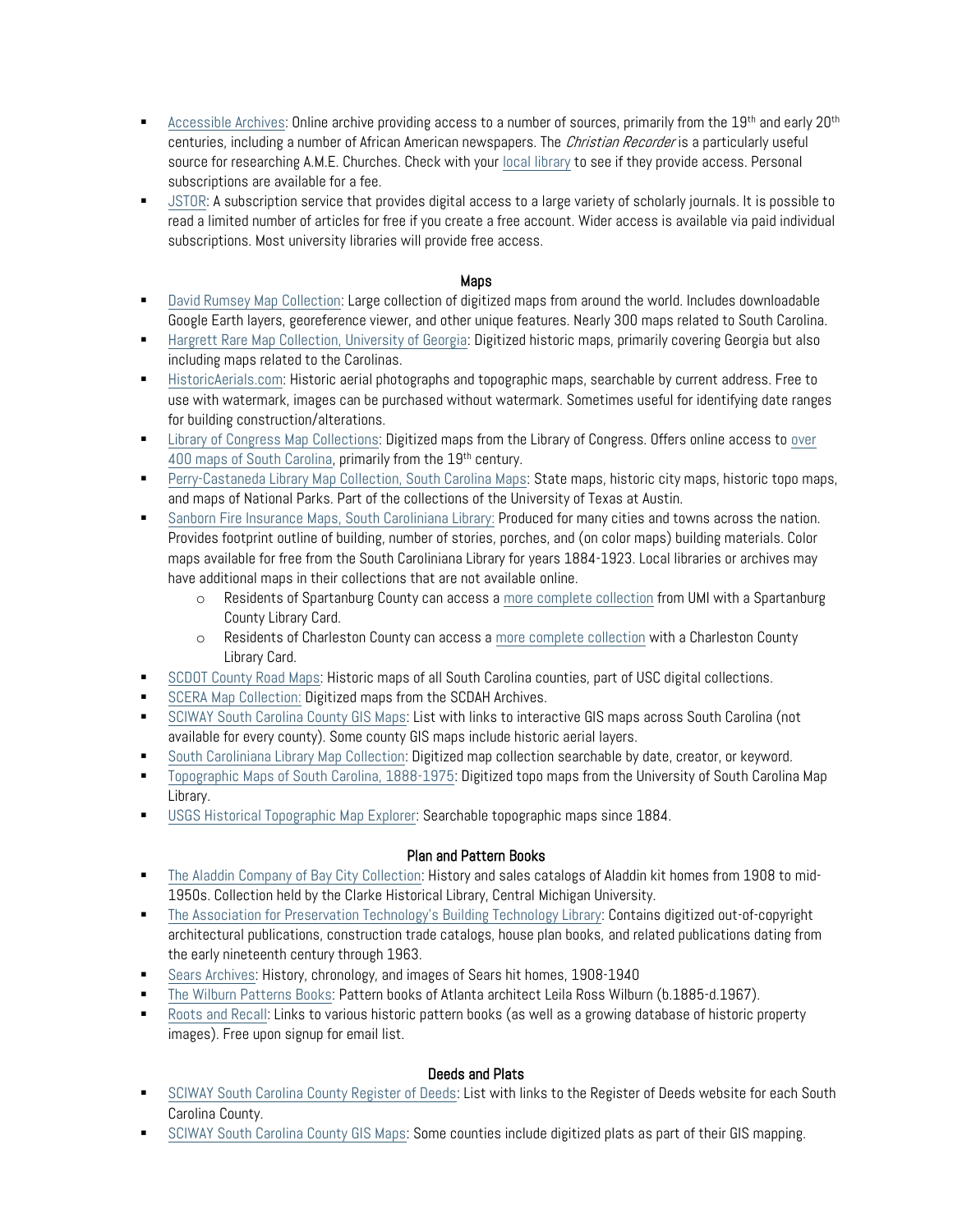- Accessible Archives: Online archive providing access to a number of sources, primarily from the 19th and early 20th centuries, including a number of African American newspapers. The *Christian Recorder* is a particularly useful source for researching A.M.E. Churches. Check with your local library to see if they provide access. Personal subscriptions are available for a fee.
- JSTOR: A subscription service that provides digital access to a large variety of scholarly journals. It is possible to read a limited number of articles for free if you create a free account. Wider access is available via paid individual subscriptions. Most university libraries will provide free access.

## Maps

- David Rumsey Map Collection: Large collection of digitized maps from around the world. Includes downloadable Google Earth layers, georeference viewer, and other unique features. Nearly 300 maps related to South Carolina.
- Hargrett Rare Map Collection, University of Georgia: Digitized historic maps, primarily covering Georgia but also including maps related to the Carolinas.
- HistoricAerials.com: Historic aerial photographs and topographic maps, searchable by current address. Free to use with watermark, images can be purchased without watermark. Sometimes useful for identifying date ranges for building construction/alterations.
- Library of Congress Map Collections: Digitized maps from the Library of Congress. Offers online access to over 400 maps of South Carolina, primarily from the 19th century.
- Perry-Castaneda Library Map Collection, South Carolina Maps: State maps, historic city maps, historic topo maps, and maps of National Parks. Part of the collections of the University of Texas at Austin.
- Sanborn Fire Insurance Maps, South Caroliniana Library: Produced for many cities and towns across the nation. Provides footprint outline of building, number of stories, porches, and (on color maps) building materials. Color maps available for free from the South Caroliniana Library for years 1884-1923. Local libraries or archives may have additional maps in their collections that are not available online.
  - Residents of Spartanburg County can access a more complete collection from UMI with a Spartanburg County Library Card.
  - Residents of Charleston County can access a more complete collection with a Charleston County Library Card.
- SCDOT County Road Maps: Historic maps of all South Carolina counties, part of USC digital collections.
- SCERA Map Collection: Digitized maps from the SCDAH Archives.
- SCIWAY South Carolina County GIS Maps: List with links to interactive GIS maps across South Carolina (not available for every county). Some county GIS maps include historic aerial layers.
- South Caroliniana Library Map Collection: Digitized map collection searchable by date, creator, or keyword.
- Topographic Maps of South Carolina, 1888-1975: Digitized topo maps from the University of South Carolina Map Library.
- USGS Historical Topographic Map Explorer: Searchable topographic maps since 1884.

## Plan and Pattern Books

- The Aladdin Company of Bay City Collection: History and sales catalogs of Aladdin kit homes from 1908 to mid-1950s. Collection held by the Clarke Historical Library, Central Michigan University.
- The Association for Preservation Technology's Building Technology Library: Contains digitized out-of-copyright architectural publications, construction trade catalogs, house plan books, and related publications dating from the early nineteenth century through 1963.
- Sears Archives: History, chronology, and images of Sears hit homes, 1908-1940
- The Wilburn Patterns Books: Pattern books of Atlanta architect Leila Ross Wilburn (b.1885-d.1967).
- Roots and Recall: Links to various historic pattern books (as well as a growing database of historic property images). Free upon signup for email list.

## Deeds and Plats

- SCIWAY South Carolina County Register of Deeds: List with links to the Register of Deeds website for each South Carolina County.
- SCIWAY South Carolina County GIS Maps: Some counties include digitized plats as part of their GIS mapping.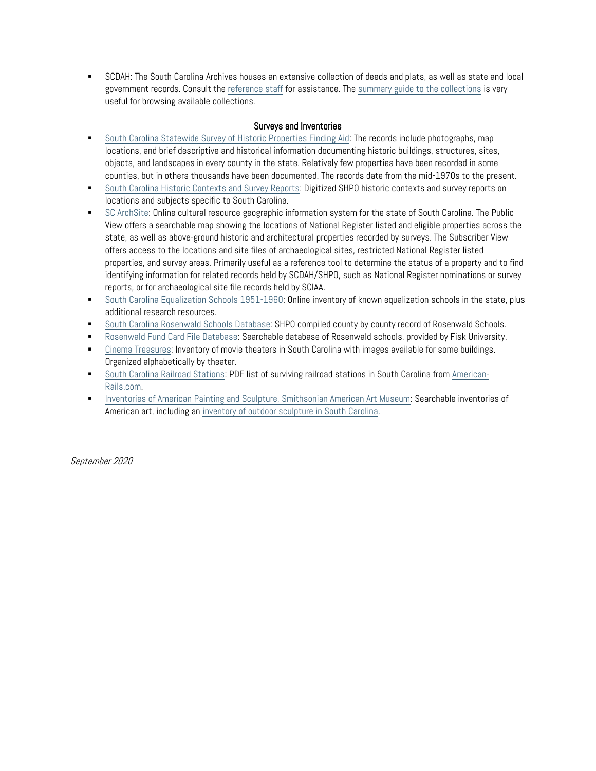- SCDAH: The South Carolina Archives houses an extensive collection of deeds and plats, as well as state and local government records. Consult the reference staff for assistance. The summary guide to the collections is very useful for browsing available collections.

## Surveys and Inventories

- South Carolina Statewide Survey of Historic Properties Finding Aid: The records include photographs, map locations, and brief descriptive and historical information documenting historic buildings, structures, sites, objects, and landscapes in every county in the state. Relatively few properties have been recorded in some counties, but in others thousands have been documented. The records date from the mid-1970s to the present.
- South Carolina Historic Contexts and Survey Reports: Digitized SHPO historic contexts and survey reports on locations and subjects specific to South Carolina.
- SC ArchSite: Online cultural resource geographic information system for the state of South Carolina. The Public View offers a searchable map showing the locations of National Register listed and eligible properties across the state, as well as above-ground historic and architectural properties recorded by surveys. The Subscriber View offers access to the locations and site files of archaeological sites, restricted National Register listed properties, and survey areas. Primarily useful as a reference tool to determine the status of a property and to find identifying information for related records held by SCDAH/SHPO, such as National Register nominations or survey reports, or for archaeological site file records held by SCIAA.
- South Carolina Equalization Schools 1951-1960: Online inventory of known equalization schools in the state, plus additional research resources.
- South Carolina Rosenwald Schools Database: SHPO compiled county by county record of Rosenwald Schools.
- Rosenwald Fund Card File Database: Searchable database of Rosenwald schools, provided by Fisk University.
- Cinema Treasures: Inventory of movie theaters in South Carolina with images available for some buildings. Organized alphabetically by theater.
- South Carolina Railroad Stations: PDF list of surviving railroad stations in South Carolina from American-Rails.com.
- Inventories of American Painting and Sculpture, Smithsonian American Art Museum: Searchable inventories of American art, including an inventory of outdoor sculpture in South Carolina.

*September 2020*